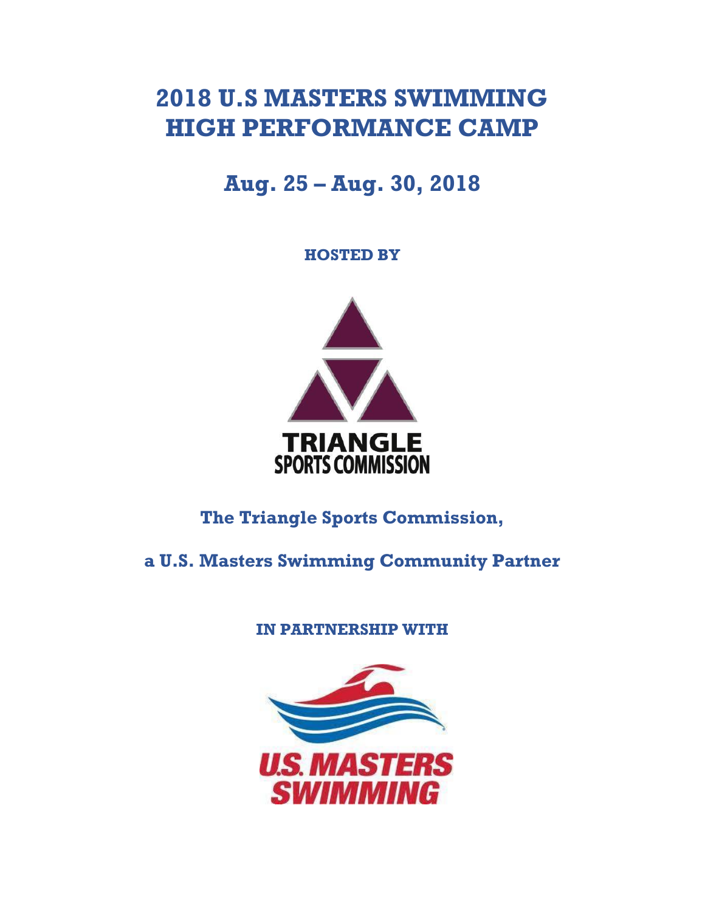# 2018 U.S MASTERS SWIMMING HIGH PERFORMANCE CAMP

## Aug. 25 – Aug. 30, 2018

**HOSTED BY**

TRIANGLE
SPORTS COMMISSION

**The Triangle Sports Commission,**

**a U.S. Masters Swimming Community Partner**

**IN PARTNERSHIP WITH**

U.S. MASTERS SWIMMING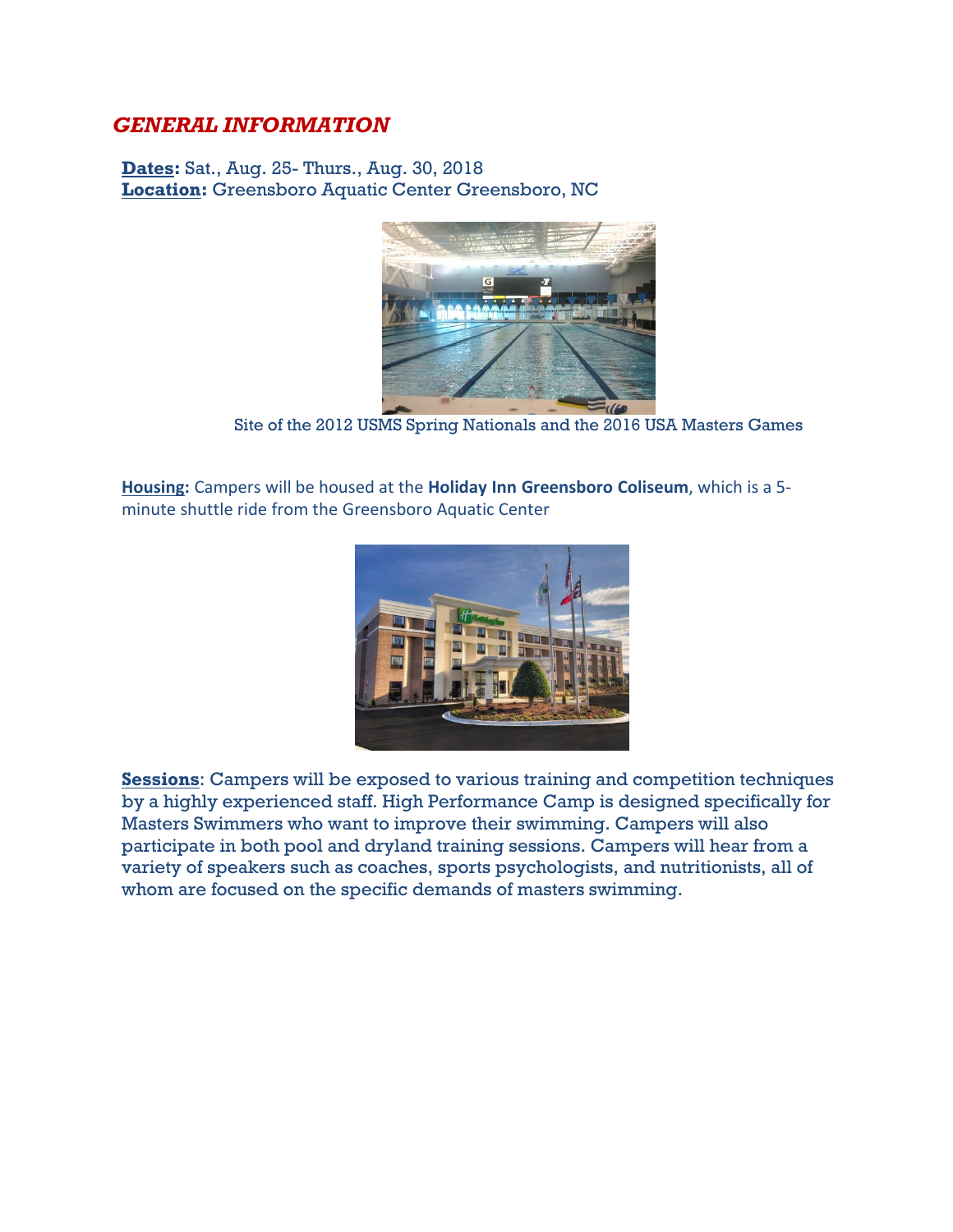## *GENERAL INFORMATION*

**Dates:** Sat., Aug. 25- Thurs., Aug. 30, 2018
**Location:** Greensboro Aquatic Center Greensboro, NC

Site of the 2012 USMS Spring Nationals and the 2016 USA Masters Games

**Housing:** Campers will be housed at the **Holiday Inn Greensboro Coliseum**, which is a 5-minute shuttle ride from the Greensboro Aquatic Center

**Sessions**: Campers will be exposed to various training and competition techniques by a highly experienced staff. High Performance Camp is designed specifically for Masters Swimmers who want to improve their swimming. Campers will also participate in both pool and dryland training sessions. Campers will hear from a variety of speakers such as coaches, sports psychologists, and nutritionists, all of whom are focused on the specific demands of masters swimming.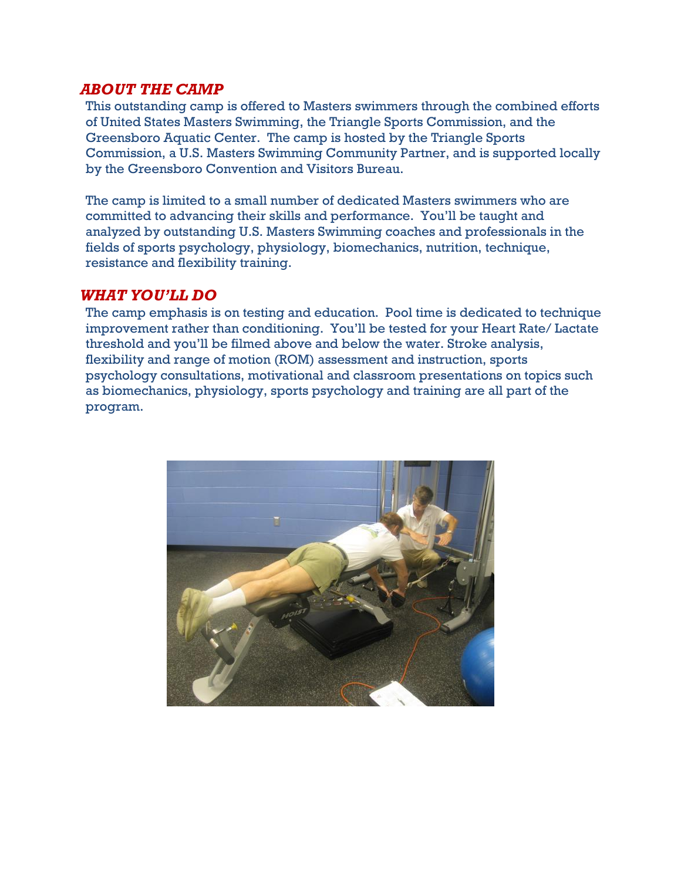## *ABOUT THE CAMP*

This outstanding camp is offered to Masters swimmers through the combined efforts of United States Masters Swimming, the Triangle Sports Commission, and the Greensboro Aquatic Center. The camp is hosted by the Triangle Sports Commission, a U.S. Masters Swimming Community Partner, and is supported locally by the Greensboro Convention and Visitors Bureau.

The camp is limited to a small number of dedicated Masters swimmers who are committed to advancing their skills and performance. You'll be taught and analyzed by outstanding U.S. Masters Swimming coaches and professionals in the fields of sports psychology, physiology, biomechanics, nutrition, technique, resistance and flexibility training.

## *WHAT YOU'LL DO*

The camp emphasis is on testing and education. Pool time is dedicated to technique improvement rather than conditioning. You'll be tested for your Heart Rate/ Lactate threshold and you'll be filmed above and below the water. Stroke analysis, flexibility and range of motion (ROM) assessment and instruction, sports psychology consultations, motivational and classroom presentations on topics such as biomechanics, physiology, sports psychology and training are all part of the program.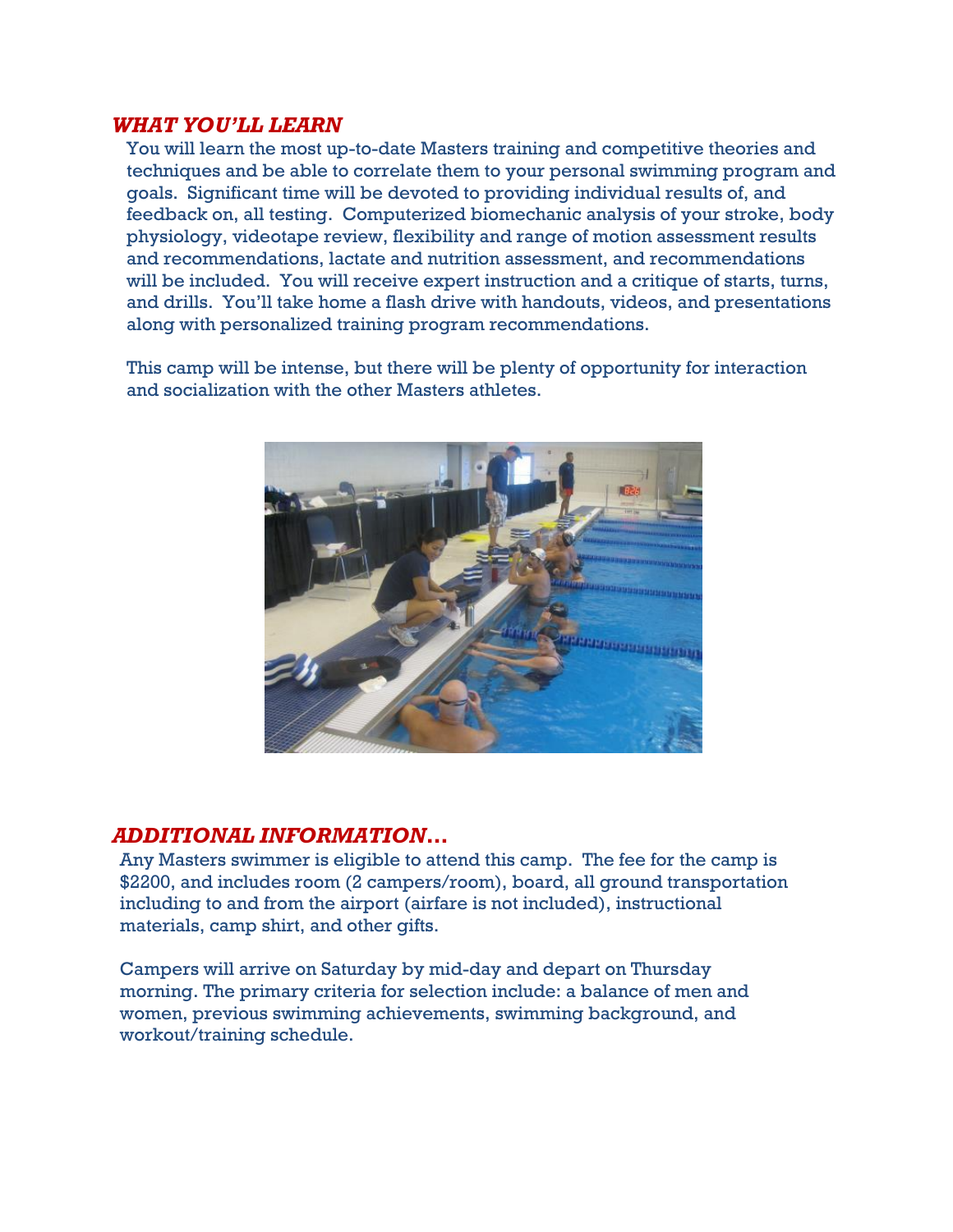## *WHAT YOU'LL LEARN*

You will learn the most up-to-date Masters training and competitive theories and techniques and be able to correlate them to your personal swimming program and goals. Significant time will be devoted to providing individual results of, and feedback on, all testing. Computerized biomechanic analysis of your stroke, body physiology, videotape review, flexibility and range of motion assessment results and recommendations, lactate and nutrition assessment, and recommendations will be included. You will receive expert instruction and a critique of starts, turns, and drills. You'll take home a flash drive with handouts, videos, and presentations along with personalized training program recommendations.

This camp will be intense, but there will be plenty of opportunity for interaction and socialization with the other Masters athletes.

## *ADDITIONAL INFORMATION…*

Any Masters swimmer is eligible to attend this camp. The fee for the camp is $2200, and includes room (2 campers/room), board, all ground transportation including to and from the airport (airfare is not included), instructional materials, camp shirt, and other gifts.

Campers will arrive on Saturday by mid-day and depart on Thursday morning. The primary criteria for selection include: a balance of men and women, previous swimming achievements, swimming background, and workout/training schedule.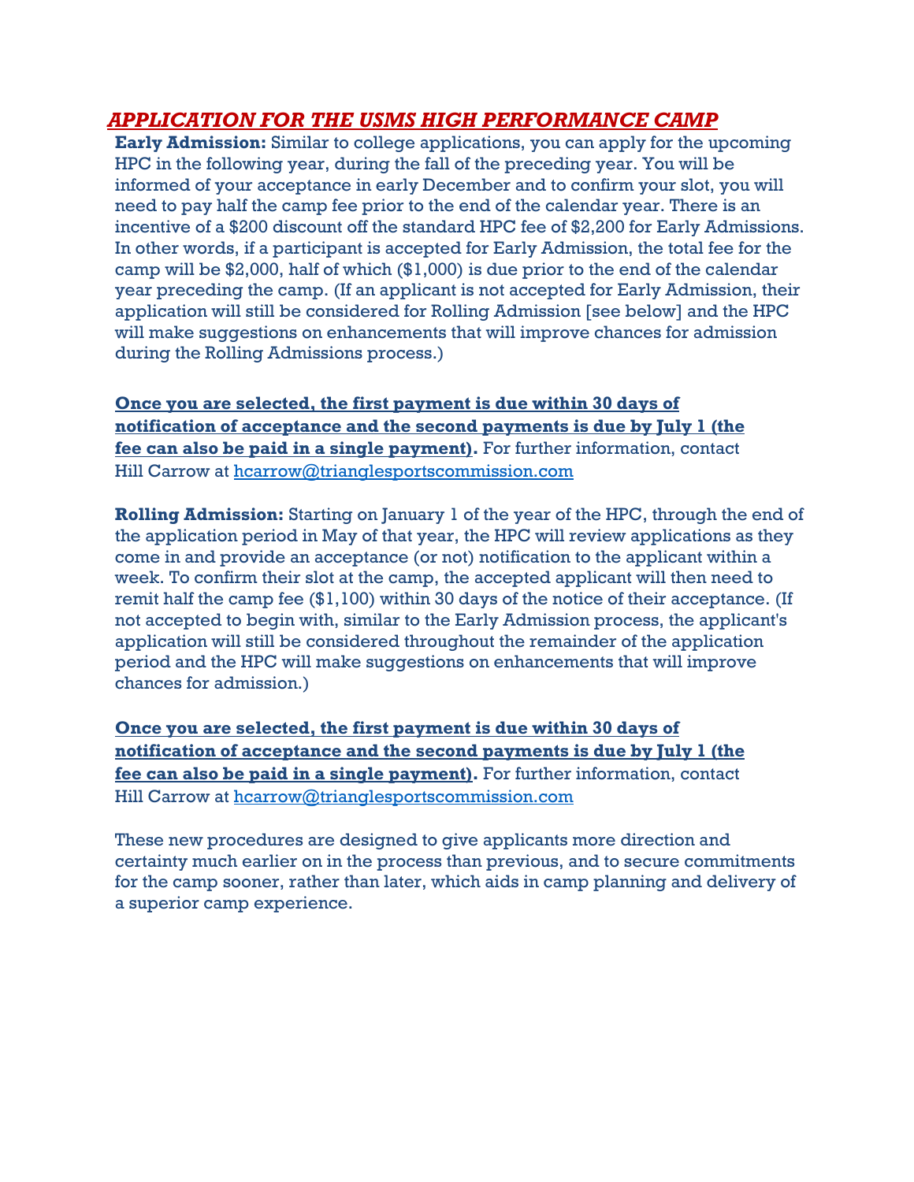## ***APPLICATION FOR THE USMS HIGH PERFORMANCE CAMP***

**Early Admission:** Similar to college applications, you can apply for the upcoming HPC in the following year, during the fall of the preceding year. You will be informed of your acceptance in early December and to confirm your slot, you will need to pay half the camp fee prior to the end of the calendar year. There is an incentive of a $200 discount off the standard HPC fee of $2,200 for Early Admissions. In other words, if a participant is accepted for Early Admission, the total fee for the camp will be $2,000, half of which ($1,000) is due prior to the end of the calendar year preceding the camp. (If an applicant is not accepted for Early Admission, their application will still be considered for Rolling Admission [see below] and the HPC will make suggestions on enhancements that will improve chances for admission during the Rolling Admissions process.)

**Once you are selected, the first payment is due within 30 days of notification of acceptance and the second payments is due by July 1 (the fee can also be paid in a single payment).** For further information, contact Hill Carrow at hcarrow@trianglesportscommission.com

**Rolling Admission:** Starting on January 1 of the year of the HPC, through the end of the application period in May of that year, the HPC will review applications as they come in and provide an acceptance (or not) notification to the applicant within a week. To confirm their slot at the camp, the accepted applicant will then need to remit half the camp fee ($1,100) within 30 days of the notice of their acceptance. (If not accepted to begin with, similar to the Early Admission process, the applicant's application will still be considered throughout the remainder of the application period and the HPC will make suggestions on enhancements that will improve chances for admission.)

**Once you are selected, the first payment is due within 30 days of notification of acceptance and the second payments is due by July 1 (the fee can also be paid in a single payment).** For further information, contact Hill Carrow at hcarrow@trianglesportscommission.com

These new procedures are designed to give applicants more direction and certainty much earlier on in the process than previous, and to secure commitments for the camp sooner, rather than later, which aids in camp planning and delivery of a superior camp experience.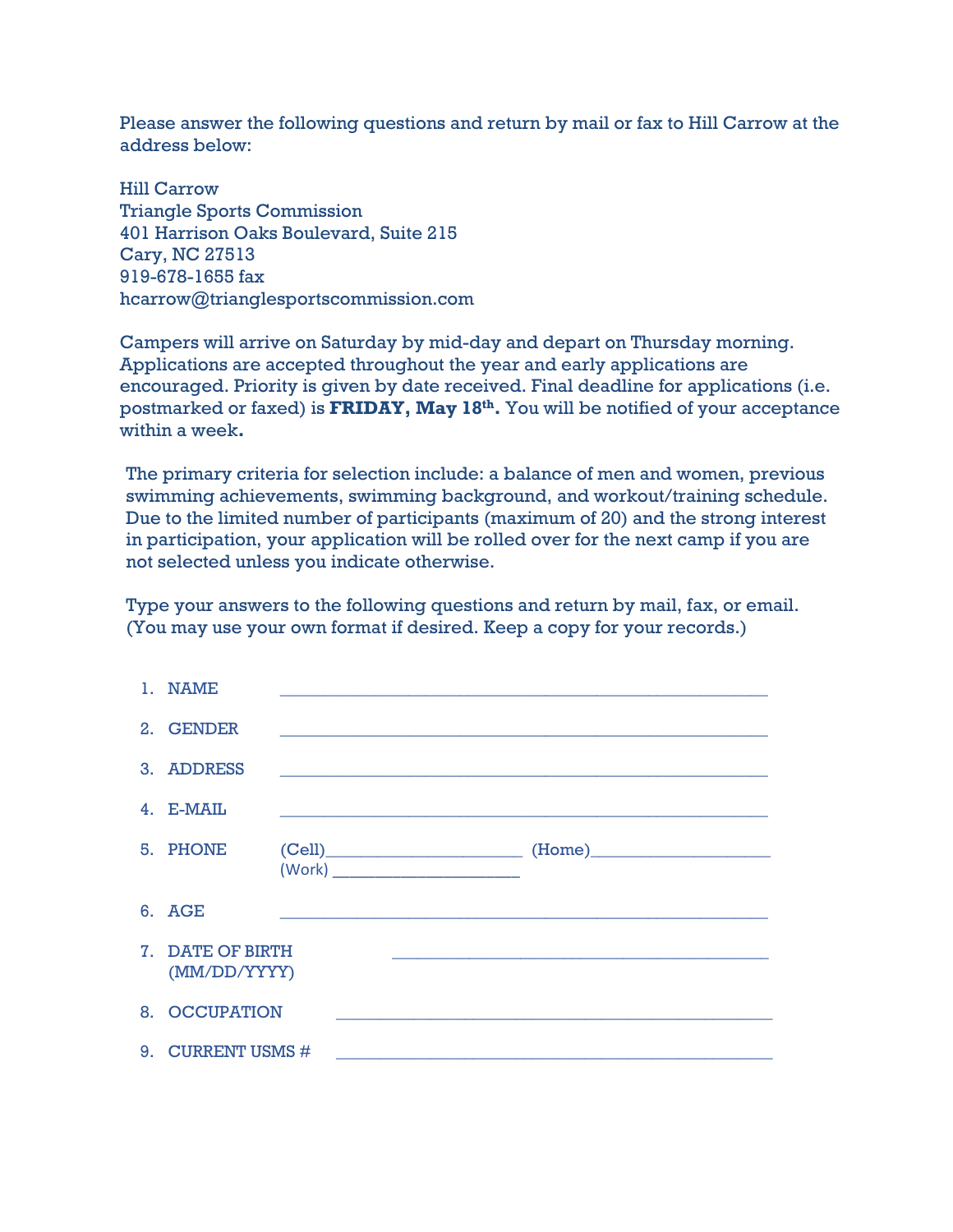Please answer the following questions and return by mail or fax to Hill Carrow at the address below:

Hill Carrow
Triangle Sports Commission
401 Harrison Oaks Boulevard, Suite 215
Cary, NC 27513
919-678-1655 fax
hcarrow@trianglesportscommission.com

Campers will arrive on Saturday by mid-day and depart on Thursday morning. Applications are accepted throughout the year and early applications are encouraged. Priority is given by date received. Final deadline for applications (i.e. postmarked or faxed) is **FRIDAY, May 18th.** You will be notified of your acceptance within a week**.**

The primary criteria for selection include: a balance of men and women, previous swimming achievements, swimming background, and workout/training schedule. Due to the limited number of participants (maximum of 20) and the strong interest in participation, your application will be rolled over for the next camp if you are not selected unless you indicate otherwise.

Type your answers to the following questions and return by mail, fax, or email. (You may use your own format if desired. Keep a copy for your records.)

1. NAME ______________________________________________
2. GENDER ______________________________________________
3. ADDRESS ______________________________________________
4. E-MAIL ______________________________________________
5. PHONE (Cell)____________________ (Home)__________________
   (Work) ____________________
6. AGE ______________________________________________
7. DATE OF BIRTH (MM/DD/YYYY) ______________________________________
8. OCCUPATION ______________________________________________
9. CURRENT USMS # ______________________________________________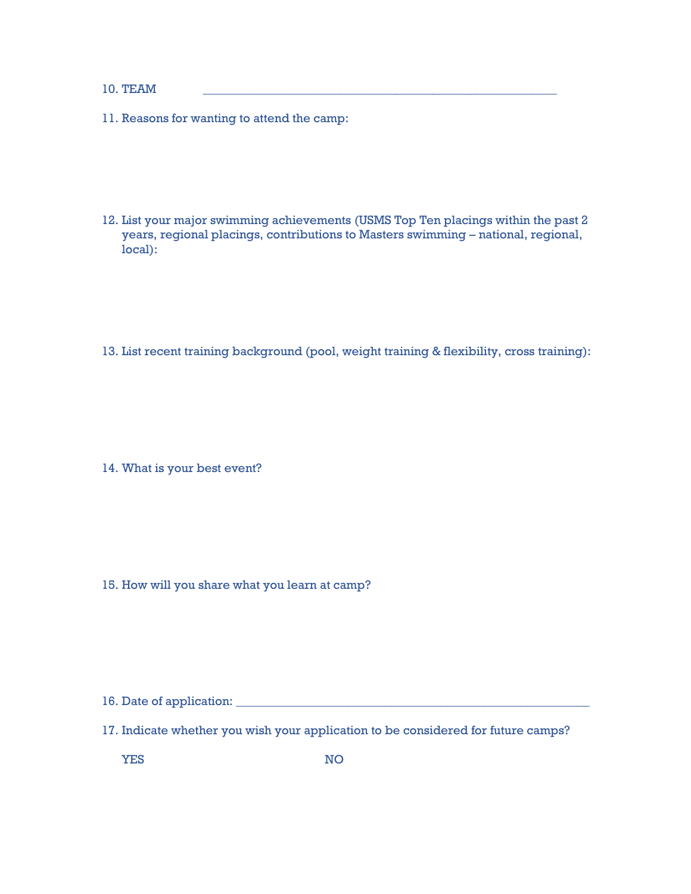10. TEAM ______________________________________________________

11. Reasons for wanting to attend the camp:

12. List your major swimming achievements (USMS Top Ten placings within the past 2 years, regional placings, contributions to Masters swimming – national, regional, local):

13. List recent training background (pool, weight training & flexibility, cross training):

14. What is your best event?

15. How will you share what you learn at camp?

16. Date of application: ______________________________________________________

17. Indicate whether you wish your application to be considered for future camps?

    YES NO